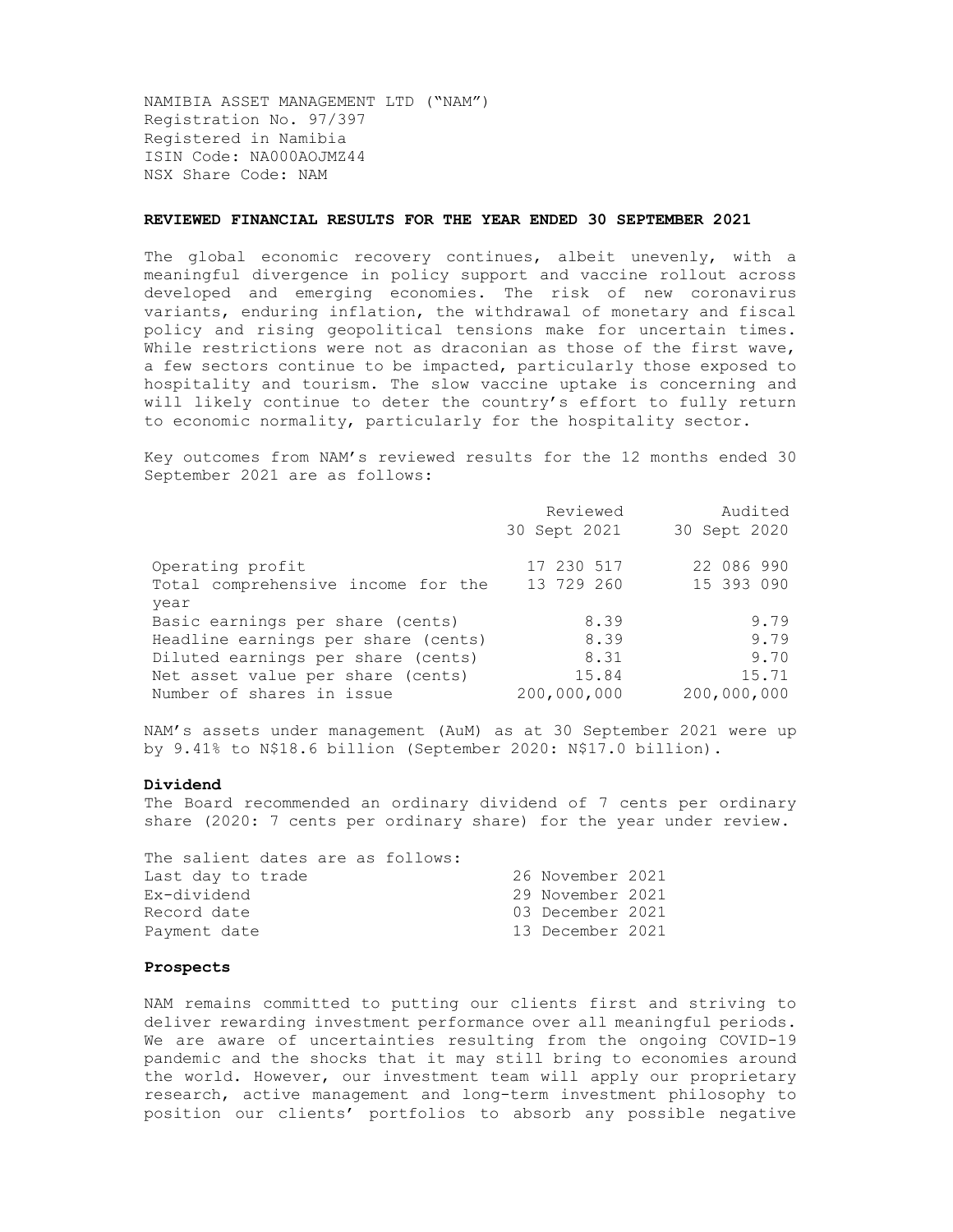NAMIBIA ASSET MANAGEMENT LTD ("NAM")
Registration No. 97/397
Registered in Namibia
ISIN Code: NA000AOJMZ44
NSX Share Code: NAM

**REVIEWED FINANCIAL RESULTS FOR THE YEAR ENDED 30 SEPTEMBER 2021**

The global economic recovery continues, albeit unevenly, with a meaningful divergence in policy support and vaccine rollout across developed and emerging economies. The risk of new coronavirus variants, enduring inflation, the withdrawal of monetary and fiscal policy and rising geopolitical tensions make for uncertain times. While restrictions were not as draconian as those of the first wave, a few sectors continue to be impacted, particularly those exposed to hospitality and tourism. The slow vaccine uptake is concerning and will likely continue to deter the country's effort to fully return to economic normality, particularly for the hospitality sector.

Key outcomes from NAM's reviewed results for the 12 months ended 30 September 2021 are as follows:

| | Reviewed 30 Sept 2021 | Audited 30 Sept 2020 |
|---|---|---|
| Operating profit | 17 230 517 | 22 086 990 |
| Total comprehensive income for the year | 13 729 260 | 15 393 090 |
| Basic earnings per share (cents) | 8.39 | 9.79 |
| Headline earnings per share (cents) | 8.39 | 9.79 |
| Diluted earnings per share (cents) | 8.31 | 9.70 |
| Net asset value per share (cents) | 15.84 | 15.71 |
| Number of shares in issue | 200,000,000 | 200,000,000 |

NAM's assets under management (AuM) as at 30 September 2021 were up by 9.41% to N$18.6 billion (September 2020: N$17.0 billion).

**Dividend**

The Board recommended an ordinary dividend of 7 cents per ordinary share (2020: 7 cents per ordinary share) for the year under review.

The salient dates are as follows:

| | |
|---|---|
| Last day to trade | 26 November 2021 |
| Ex-dividend | 29 November 2021 |
| Record date | 03 December 2021 |
| Payment date | 13 December 2021 |

**Prospects**

NAM remains committed to putting our clients first and striving to deliver rewarding investment performance over all meaningful periods. We are aware of uncertainties resulting from the ongoing COVID-19 pandemic and the shocks that it may still bring to economies around the world. However, our investment team will apply our proprietary research, active management and long-term investment philosophy to position our clients' portfolios to absorb any possible negative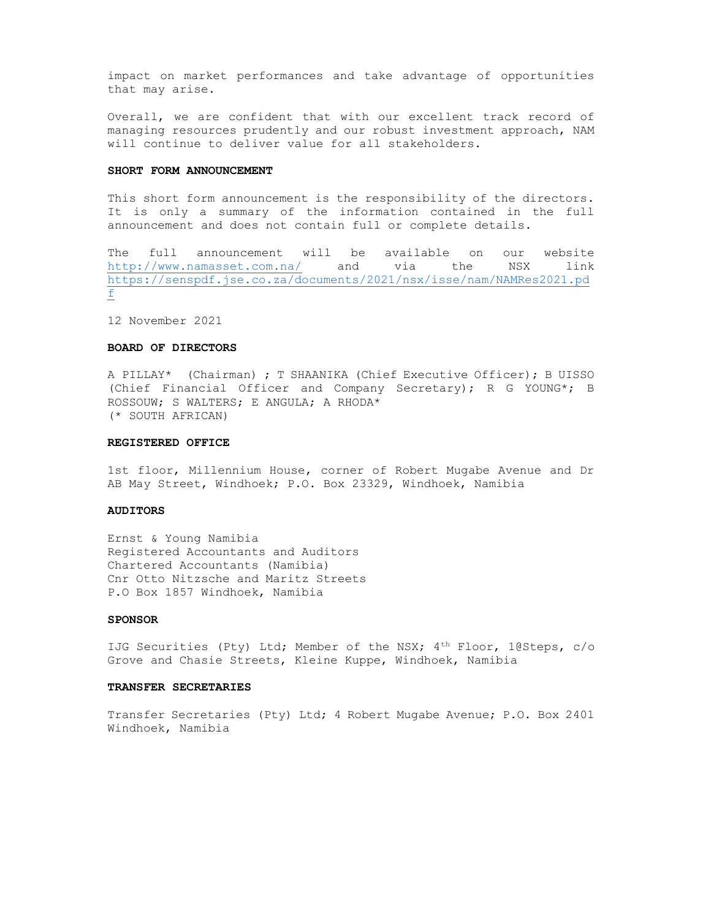impact on market performances and take advantage of opportunities that may arise.

Overall, we are confident that with our excellent track record of managing resources prudently and our robust investment approach, NAM will continue to deliver value for all stakeholders.

**SHORT FORM ANNOUNCEMENT**

This short form announcement is the responsibility of the directors. It is only a summary of the information contained in the full announcement and does not contain full or complete details.

The full announcement will be available on our website http://www.namasset.com.na/ and via the NSX link https://senspdf.jse.co.za/documents/2021/nsx/isse/nam/NAMRes2021.pdf

12 November 2021

**BOARD OF DIRECTORS**

A PILLAY* (Chairman) ; T SHAANIKA (Chief Executive Officer); B UISSO (Chief Financial Officer and Company Secretary); R G YOUNG*; B ROSSOUW; S WALTERS; E ANGULA; A RHODA*
(* SOUTH AFRICAN)

**REGISTERED OFFICE**

1st floor, Millennium House, corner of Robert Mugabe Avenue and Dr AB May Street, Windhoek; P.O. Box 23329, Windhoek, Namibia

**AUDITORS**

Ernst & Young Namibia
Registered Accountants and Auditors
Chartered Accountants (Namibia)
Cnr Otto Nitzsche and Maritz Streets
P.O Box 1857 Windhoek, Namibia

**SPONSOR**

IJG Securities (Pty) Ltd; Member of the NSX; 4th Floor, 1@Steps, c/o Grove and Chasie Streets, Kleine Kuppe, Windhoek, Namibia

**TRANSFER SECRETARIES**

Transfer Secretaries (Pty) Ltd; 4 Robert Mugabe Avenue; P.O. Box 2401 Windhoek, Namibia